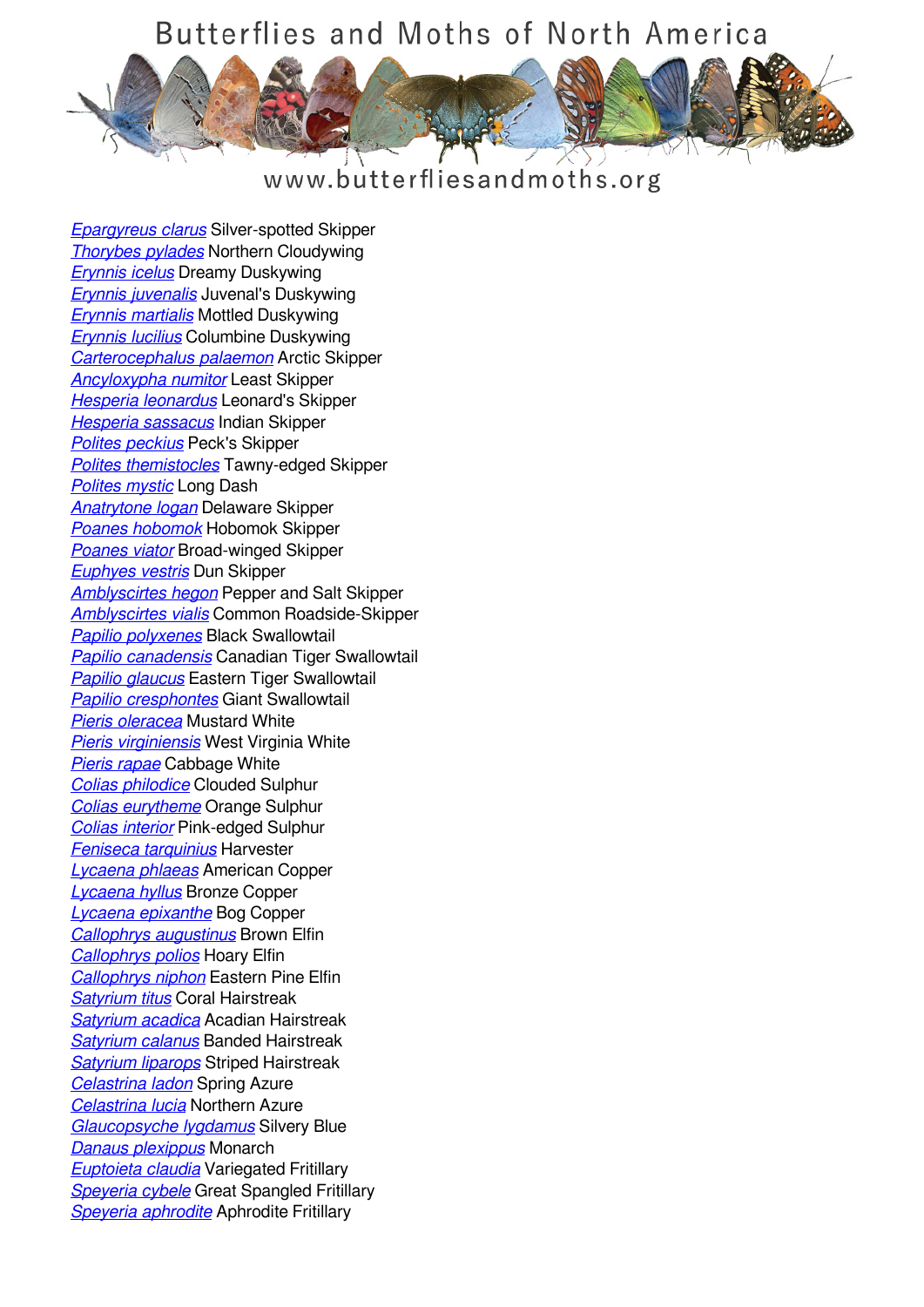# Butterflies and Moths of North America

www.butterfliesandmoths.org

*Epargyreus clarus* Silver-spotted Skipper
*Thorybes pylades* Northern Cloudywing
*Erynnis icelus* Dreamy Duskywing
*Erynnis juvenalis* Juvenal's Duskywing
*Erynnis martialis* Mottled Duskywing
*Erynnis lucilius* Columbine Duskywing
*Carterocephalus palaemon* Arctic Skipper
*Ancyloxypha numitor* Least Skipper
*Hesperia leonardus* Leonard's Skipper
*Hesperia sassacus* Indian Skipper
*Polites peckius* Peck's Skipper
*Polites themistocles* Tawny-edged Skipper
*Polites mystic* Long Dash
*Anatrytone logan* Delaware Skipper
*Poanes hobomok* Hobomok Skipper
*Poanes viator* Broad-winged Skipper
*Euphyes vestris* Dun Skipper
*Amblyscirtes hegon* Pepper and Salt Skipper
*Amblyscirtes vialis* Common Roadside-Skipper
*Papilio polyxenes* Black Swallowtail
*Papilio canadensis* Canadian Tiger Swallowtail
*Papilio glaucus* Eastern Tiger Swallowtail
*Papilio cresphontes* Giant Swallowtail
*Pieris oleracea* Mustard White
*Pieris virginiensis* West Virginia White
*Pieris rapae* Cabbage White
*Colias philodice* Clouded Sulphur
*Colias eurytheme* Orange Sulphur
*Colias interior* Pink-edged Sulphur
*Feniseca tarquinius* Harvester
*Lycaena phlaeas* American Copper
*Lycaena hyllus* Bronze Copper
*Lycaena epixanthe* Bog Copper
*Callophrys augustinus* Brown Elfin
*Callophrys polios* Hoary Elfin
*Callophrys niphon* Eastern Pine Elfin
*Satyrium titus* Coral Hairstreak
*Satyrium acadica* Acadian Hairstreak
*Satyrium calanus* Banded Hairstreak
*Satyrium liparops* Striped Hairstreak
*Celastrina ladon* Spring Azure
*Celastrina lucia* Northern Azure
*Glaucopsyche lygdamus* Silvery Blue
*Danaus plexippus* Monarch
*Euptoieta claudia* Variegated Fritillary
*Speyeria cybele* Great Spangled Fritillary
*Speyeria aphrodite* Aphrodite Fritillary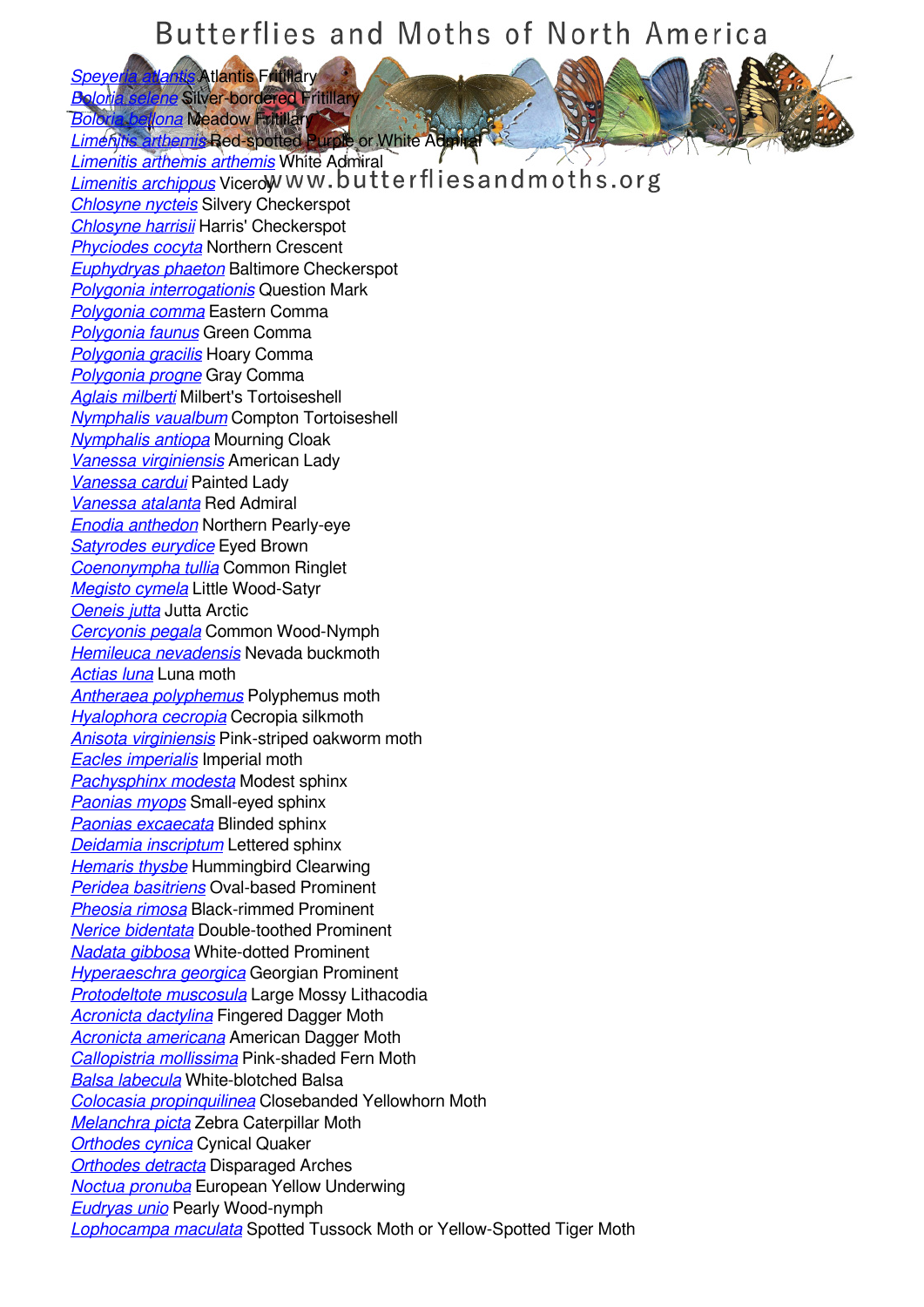# Butterflies and Moths of North America

www.butterfliesandmoths.org

*Speyeria atlantis* Atlantis Fritillary
*Boloria selene* Silver-bordered Fritillary
*Boloria bellona* Meadow Fritillary
*Limenitis arthemis* Red-spotted Purple or White Admiral
*Limenitis arthemis arthemis* White Admiral
*Limenitis archippus* Viceroy
*Chlosyne nycteis* Silvery Checkerspot
*Chlosyne harrisii* Harris' Checkerspot
*Phyciodes cocyta* Northern Crescent
*Euphydryas phaeton* Baltimore Checkerspot
*Polygonia interrogationis* Question Mark
*Polygonia comma* Eastern Comma
*Polygonia faunus* Green Comma
*Polygonia gracilis* Hoary Comma
*Polygonia progne* Gray Comma
*Aglais milberti* Milbert's Tortoiseshell
*Nymphalis vaualbum* Compton Tortoiseshell
*Nymphalis antiopa* Mourning Cloak
*Vanessa virginiensis* American Lady
*Vanessa cardui* Painted Lady
*Vanessa atalanta* Red Admiral
*Enodia anthedon* Northern Pearly-eye
*Satyrodes eurydice* Eyed Brown
*Coenonympha tullia* Common Ringlet
*Megisto cymela* Little Wood-Satyr
*Oeneis jutta* Jutta Arctic
*Cercyonis pegala* Common Wood-Nymph
*Hemileuca nevadensis* Nevada buckmoth
*Actias luna* Luna moth
*Antheraea polyphemus* Polyphemus moth
*Hyalophora cecropia* Cecropia silkmoth
*Anisota virginiensis* Pink-striped oakworm moth
*Eacles imperialis* Imperial moth
*Pachysphinx modesta* Modest sphinx
*Paonias myops* Small-eyed sphinx
*Paonias excaecata* Blinded sphinx
*Deidamia inscriptum* Lettered sphinx
*Hemaris thysbe* Hummingbird Clearwing
*Peridea basitriens* Oval-based Prominent
*Pheosia rimosa* Black-rimmed Prominent
*Nerice bidentata* Double-toothed Prominent
*Nadata gibbosa* White-dotted Prominent
*Hyperaeschra georgica* Georgian Prominent
*Protodeltote muscosula* Large Mossy Lithacodia
*Acronicta dactylina* Fingered Dagger Moth
*Acronicta americana* American Dagger Moth
*Callopistria mollissima* Pink-shaded Fern Moth
*Balsa labecula* White-blotched Balsa
*Colocasia propinquilinea* Closebanded Yellowhorn Moth
*Melanchra picta* Zebra Caterpillar Moth
*Orthodes cynica* Cynical Quaker
*Orthodes detracta* Disparaged Arches
*Noctua pronuba* European Yellow Underwing
*Eudryas unio* Pearly Wood-nymph
*Lophocampa maculata* Spotted Tussock Moth or Yellow-Spotted Tiger Moth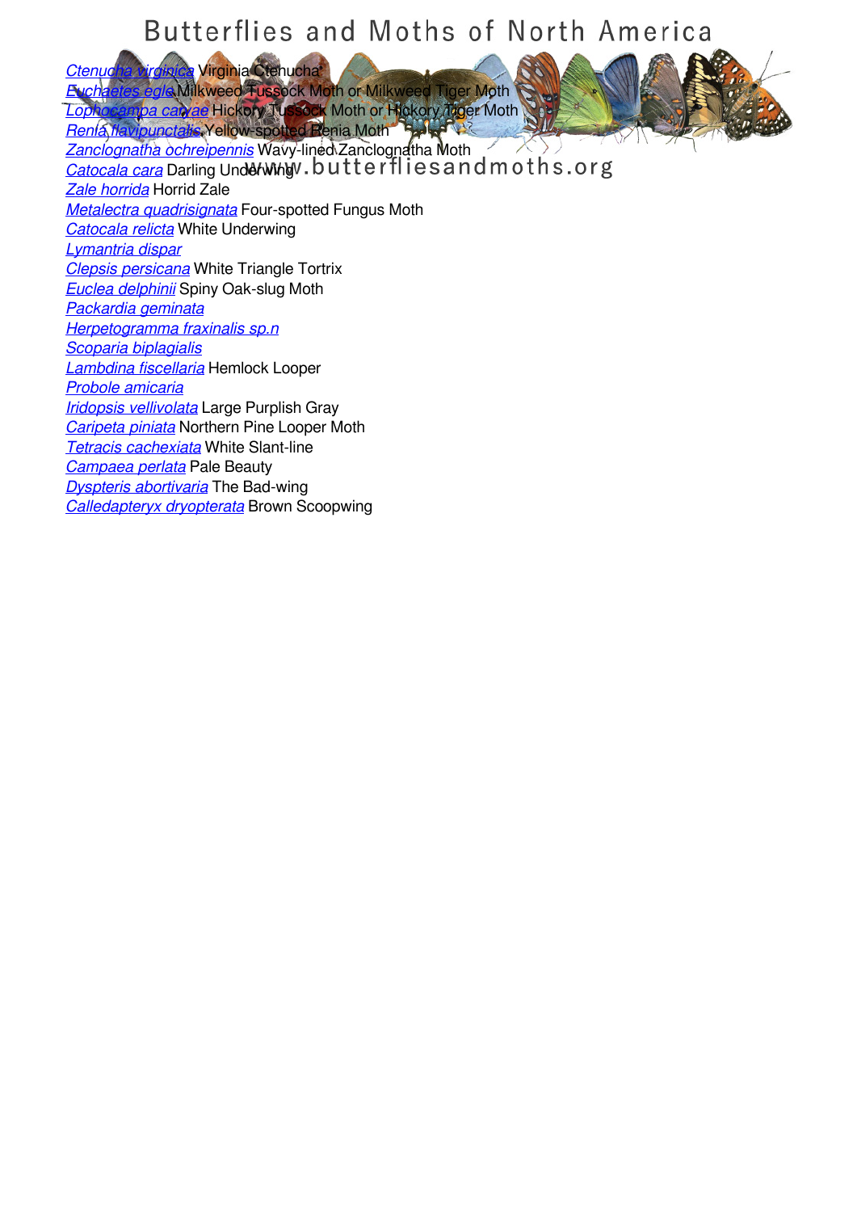*Ctenucha virginica* Virginia Ctenucha
*Euchaetes egle* Milkweed Tussock Moth or Milkweed Tiger Moth
*Lophocampa caryae* Hickory Tussock Moth or Hickory Tiger Moth
*Renia flavipunctalis* Yellow-spotted Renia Moth
*Zanclognatha ochreipennis* Wavy-lined Zanclognatha Moth
*Catocala cara* Darling Underwing
*Zale horrida* Horrid Zale
*Metalectra quadrisignata* Four-spotted Fungus Moth
*Catocala relicta* White Underwing
*Lymantria dispar*
*Clepsis persicana* White Triangle Tortrix
*Euclea delphinii* Spiny Oak-slug Moth
*Packardia geminata*
*Herpetogramma fraxinalis sp.n*
*Scoparia biplagialis*
*Lambdina fiscellaria* Hemlock Looper
*Probole amicaria*
*Iridopsis vellivolata* Large Purplish Gray
*Caripeta piniata* Northern Pine Looper Moth
*Tetracis cachexiata* White Slant-line
*Campaea perlata* Pale Beauty
*Dyspteris abortivaria* The Bad-wing
*Calledapteryx dryopterata* Brown Scoopwing